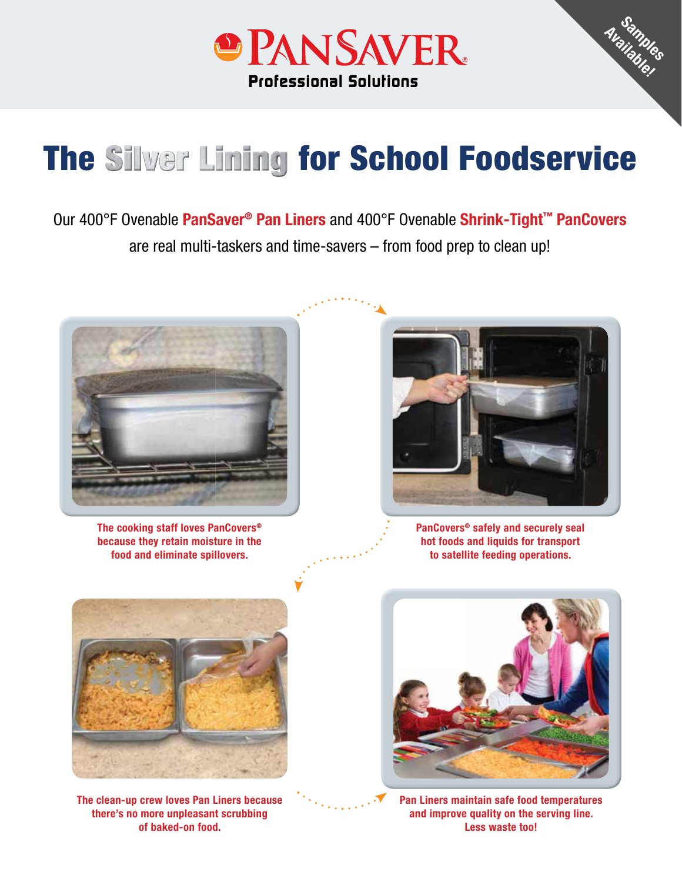PANSAVER®
Professional Solutions

Samples Available!

# The Silver Lining for School Foodservice

Our 400°F Ovenable **PanSaver® Pan Liners** and 400°F Ovenable **Shrink-Tight™ PanCovers** are real multi-taskers and time-savers – from food prep to clean up!

**The cooking staff loves PanCovers® because they retain moisture in the food and eliminate spillovers.**

**PanCovers® safely and securely seal hot foods and liquids for transport to satellite feeding operations.**

**The clean-up crew loves Pan Liners because there's no more unpleasant scrubbing of baked-on food.**

**Pan Liners maintain safe food temperatures and improve quality on the serving line. Less waste too!**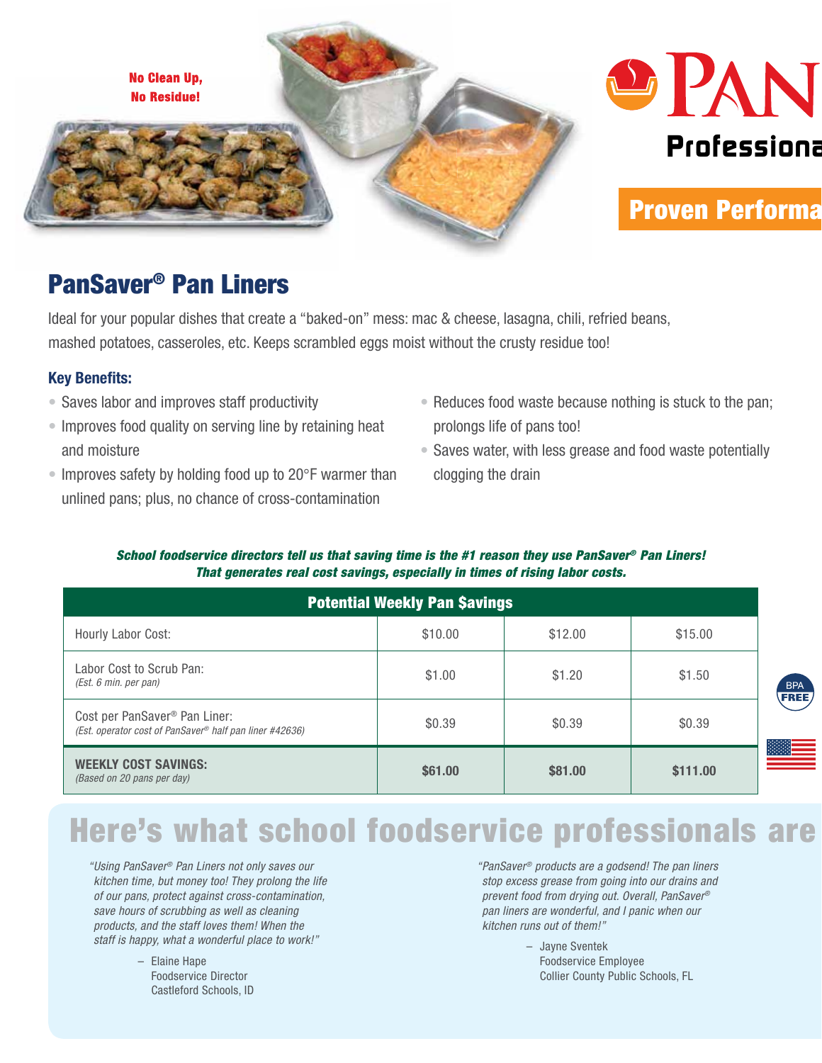No Clean Up, No Residue!

PanSaver Professional

Proven Performa

## PanSaver® Pan Liners

Ideal for your popular dishes that create a "baked-on" mess: mac & cheese, lasagna, chili, refried beans, mashed potatoes, casseroles, etc. Keeps scrambled eggs moist without the crusty residue too!

### Key Benefits:

- Saves labor and improves staff productivity
- Improves food quality on serving line by retaining heat and moisture
- Improves safety by holding food up to 20°F warmer than unlined pans; plus, no chance of cross-contamination
- Reduces food waste because nothing is stuck to the pan; prolongs life of pans too!
- Saves water, with less grease and food waste potentially clogging the drain

***School foodservice directors tell us that saving time is the #1 reason they use PanSaver® Pan Liners! That generates real cost savings, especially in times of rising labor costs.***

| Potential Weekly Pan $avings | | | |
|---|---|---|---|
| Hourly Labor Cost: | $10.00 | $12.00 | $15.00 |
| Labor Cost to Scrub Pan: *(Est. 6 min. per pan)* | $1.00 | $1.20 | $1.50 |
| Cost per PanSaver® Pan Liner: *(Est. operator cost of PanSaver® half pan liner #42636)* | $0.39 | $0.39 | $0.39 |
| **WEEKLY COST SAVINGS:** *(Based on 20 pans per day)* | **$61.00** | **$81.00** | **$111.00** |

BPA FREE

## Here's what school foodservice professionals are

*"Using PanSaver® Pan Liners not only saves our kitchen time, but money too! They prolong the life of our pans, protect against cross-contamination, save hours of scrubbing as well as cleaning products, and the staff loves them! When the staff is happy, what a wonderful place to work!"*

– Elaine Hape
Foodservice Director
Castleford Schools, ID

*"PanSaver® products are a godsend! The pan liners stop excess grease from going into our drains and prevent food from drying out. Overall, PanSaver® pan liners are wonderful, and I panic when our kitchen runs out of them!"*

– Jayne Sventek
Foodservice Employee
Collier County Public Schools, FL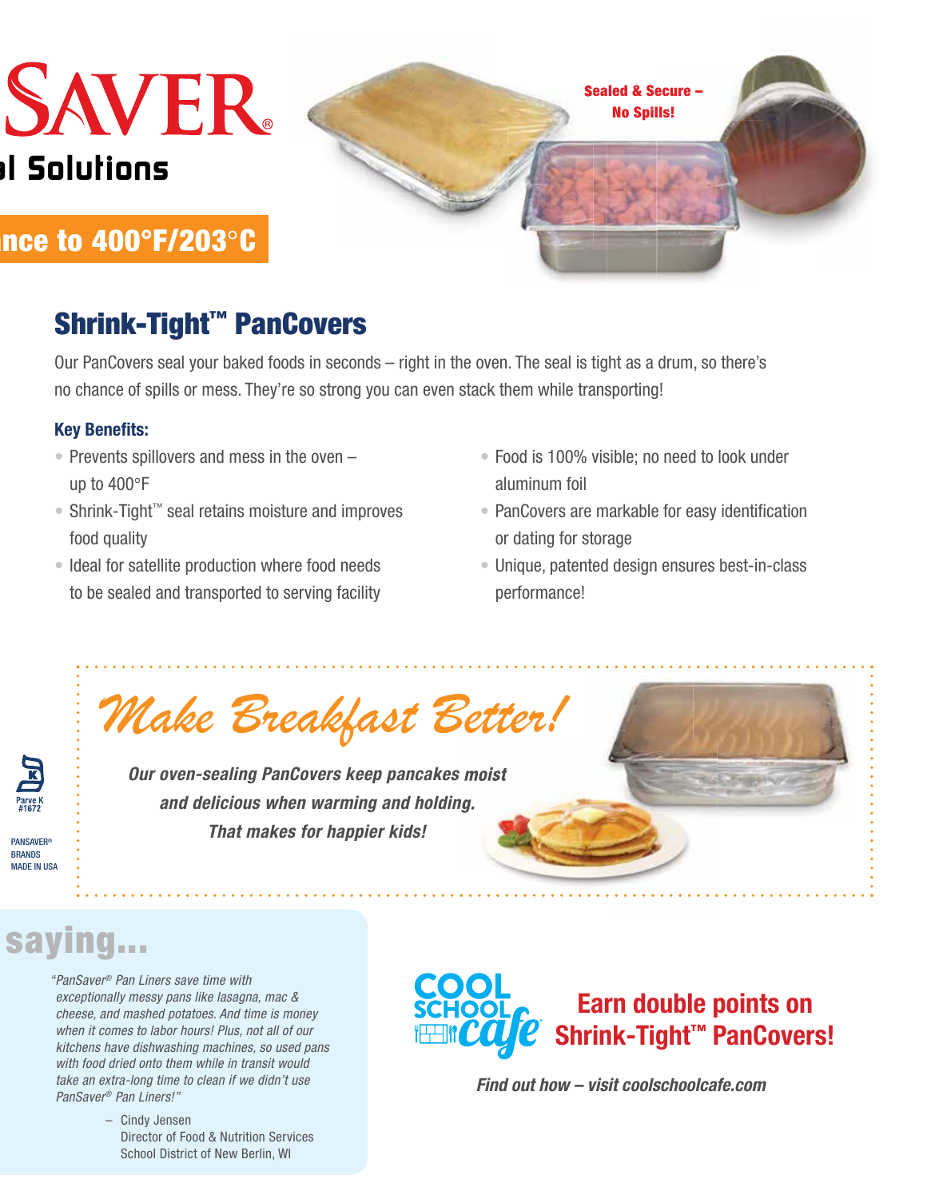SAVER®

al Solutions

nce to 400°F/203°C

Sealed & Secure – No Spills!

## Shrink-Tight™ PanCovers

Our PanCovers seal your baked foods in seconds – right in the oven. The seal is tight as a drum, so there's no chance of spills or mess. They're so strong you can even stack them while transporting!

### Key Benefits:

- Prevents spillovers and mess in the oven – up to 400°F
- Shrink-Tight™ seal retains moisture and improves food quality
- Ideal for satellite production where food needs to be sealed and transported to serving facility
- Food is 100% visible; no need to look under aluminum foil
- PanCovers are markable for easy identification or dating for storage
- Unique, patented design ensures best-in-class performance!

## *Make Breakfast Better!*

***Our oven-sealing PanCovers keep pancakes moist and delicious when warming and holding. That makes for happier kids!***

Parve K #1672

PANSAVER® BRANDS MADE IN USA

## saying...

*"PanSaver® Pan Liners save time with exceptionally messy pans like lasagna, mac & cheese, and mashed potatoes. And time is money when it comes to labor hours! Plus, not all of our kitchens have dishwashing machines, so used pans with food dried onto them while in transit would take an extra-long time to clean if we didn't use PanSaver® Pan Liners!"*

– Cindy Jensen
Director of Food & Nutrition Services
School District of New Berlin, WI

COOL SCHOOL cafe

**Earn double points on Shrink-Tight™ PanCovers!**

*Find out how – visit coolschoolcafe.com*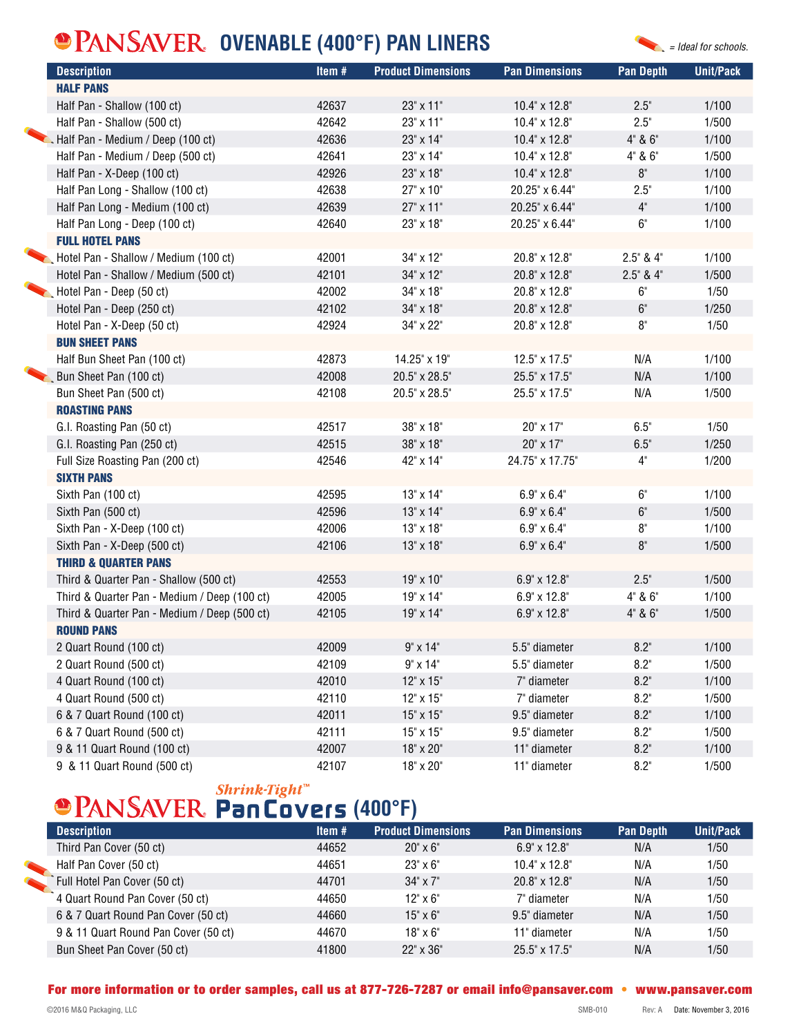# PANSAVER OVENABLE (400°F) PAN LINERS

= *Ideal for schools.*

| Description | Item # | Product Dimensions | Pan Dimensions | Pan Depth | Unit/Pack |
|---|---|---|---|---|---|
| **HALF PANS** | | | | | |
| Half Pan - Shallow (100 ct) | 42637 | 23" x 11" | 10.4" x 12.8" | 2.5" | 1/100 |
| Half Pan - Shallow (500 ct) | 42642 | 23" x 11" | 10.4" x 12.8" | 2.5" | 1/500 |
| Half Pan - Medium / Deep (100 ct) | 42636 | 23" x 14" | 10.4" x 12.8" | 4" & 6" | 1/100 |
| Half Pan - Medium / Deep (500 ct) | 42641 | 23" x 14" | 10.4" x 12.8" | 4" & 6" | 1/500 |
| Half Pan - X-Deep (100 ct) | 42926 | 23" x 18" | 10.4" x 12.8" | 8" | 1/100 |
| Half Pan Long - Shallow (100 ct) | 42638 | 27" x 10" | 20.25" x 6.44" | 2.5" | 1/100 |
| Half Pan Long - Medium (100 ct) | 42639 | 27" x 11" | 20.25" x 6.44" | 4" | 1/100 |
| Half Pan Long - Deep (100 ct) | 42640 | 23" x 18" | 20.25" x 6.44" | 6" | 1/100 |
| **FULL HOTEL PANS** | | | | | |
| Hotel Pan - Shallow / Medium (100 ct) | 42001 | 34" x 12" | 20.8" x 12.8" | 2.5" & 4" | 1/100 |
| Hotel Pan - Shallow / Medium (500 ct) | 42101 | 34" x 12" | 20.8" x 12.8" | 2.5" & 4" | 1/500 |
| Hotel Pan - Deep (50 ct) | 42002 | 34" x 18" | 20.8" x 12.8" | 6" | 1/50 |
| Hotel Pan - Deep (250 ct) | 42102 | 34" x 18" | 20.8" x 12.8" | 6" | 1/250 |
| Hotel Pan - X-Deep (50 ct) | 42924 | 34" x 22" | 20.8" x 12.8" | 8" | 1/50 |
| **BUN SHEET PANS** | | | | | |
| Half Bun Sheet Pan (100 ct) | 42873 | 14.25" x 19" | 12.5" x 17.5" | N/A | 1/100 |
| Bun Sheet Pan (100 ct) | 42008 | 20.5" x 28.5" | 25.5" x 17.5" | N/A | 1/100 |
| Bun Sheet Pan (500 ct) | 42108 | 20.5" x 28.5" | 25.5" x 17.5" | N/A | 1/500 |
| **ROASTING PANS** | | | | | |
| G.I. Roasting Pan (50 ct) | 42517 | 38" x 18" | 20" x 17" | 6.5" | 1/50 |
| G.I. Roasting Pan (250 ct) | 42515 | 38" x 18" | 20" x 17" | 6.5" | 1/250 |
| Full Size Roasting Pan (200 ct) | 42546 | 42" x 14" | 24.75" x 17.75" | 4" | 1/200 |
| **SIXTH PANS** | | | | | |
| Sixth Pan (100 ct) | 42595 | 13" x 14" | 6.9" x 6.4" | 6" | 1/100 |
| Sixth Pan (500 ct) | 42596 | 13" x 14" | 6.9" x 6.4" | 6" | 1/500 |
| Sixth Pan - X-Deep (100 ct) | 42006 | 13" x 18" | 6.9" x 6.4" | 8" | 1/100 |
| Sixth Pan - X-Deep (500 ct) | 42106 | 13" x 18" | 6.9" x 6.4" | 8" | 1/500 |
| **THIRD & QUARTER PANS** | | | | | |
| Third & Quarter Pan - Shallow (500 ct) | 42553 | 19" x 10" | 6.9" x 12.8" | 2.5" | 1/500 |
| Third & Quarter Pan - Medium / Deep (100 ct) | 42005 | 19" x 14" | 6.9" x 12.8" | 4" & 6" | 1/100 |
| Third & Quarter Pan - Medium / Deep (500 ct) | 42105 | 19" x 14" | 6.9" x 12.8" | 4" & 6" | 1/500 |
| **ROUND PANS** | | | | | |
| 2 Quart Round (100 ct) | 42009 | 9" x 14" | 5.5" diameter | 8.2" | 1/100 |
| 2 Quart Round (500 ct) | 42109 | 9" x 14" | 5.5" diameter | 8.2" | 1/500 |
| 4 Quart Round (100 ct) | 42010 | 12" x 15" | 7" diameter | 8.2" | 1/100 |
| 4 Quart Round (500 ct) | 42110 | 12" x 15" | 7" diameter | 8.2" | 1/500 |
| 6 & 7 Quart Round (100 ct) | 42011 | 15" x 15" | 9.5" diameter | 8.2" | 1/100 |
| 6 & 7 Quart Round (500 ct) | 42111 | 15" x 15" | 9.5" diameter | 8.2" | 1/500 |
| 9 & 11 Quart Round (100 ct) | 42007 | 18" x 20" | 11" diameter | 8.2" | 1/100 |
| 9 & 11 Quart Round (500 ct) | 42107 | 18" x 20" | 11" diameter | 8.2" | 1/500 |

# PANSAVER *Shrink-Tight™* PanCovers (400°F)

| Description | Item # | Product Dimensions | Pan Dimensions | Pan Depth | Unit/Pack |
|---|---|---|---|---|---|
| Third Pan Cover (50 ct) | 44652 | 20" x 6" | 6.9" x 12.8" | N/A | 1/50 |
| Half Pan Cover (50 ct) | 44651 | 23" x 6" | 10.4" x 12.8" | N/A | 1/50 |
| Full Hotel Pan Cover (50 ct) | 44701 | 34" x 7" | 20.8" x 12.8" | N/A | 1/50 |
| 4 Quart Round Pan Cover (50 ct) | 44650 | 12" x 6" | 7" diameter | N/A | 1/50 |
| 6 & 7 Quart Round Pan Cover (50 ct) | 44660 | 15" x 6" | 9.5" diameter | N/A | 1/50 |
| 9 & 11 Quart Round Pan Cover (50 ct) | 44670 | 18" x 6" | 11" diameter | N/A | 1/50 |
| Bun Sheet Pan Cover (50 ct) | 41800 | 22" x 36" | 25.5" x 17.5" | N/A | 1/50 |

**For more information or to order samples, call us at 877-726-7287 or email info@pansaver.com • www.pansaver.com**

©2016 M&Q Packaging, LLC SMB-010 Rev: A Date: November 3, 2016